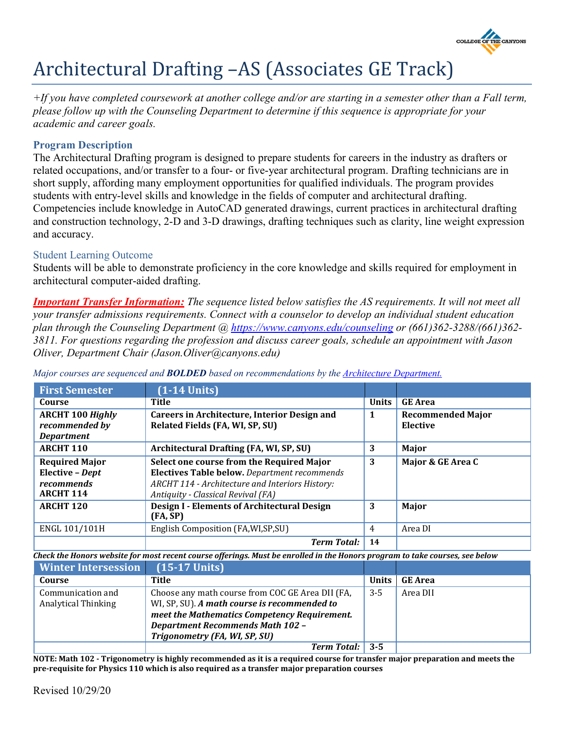# Architectural Drafting –AS (Associates GE Track)

*+If you have completed coursework at another college and/or are starting in a semester other than a Fall term, please follow up with the Counseling Department to determine if this sequence is appropriate for your academic and career goals.*

## Program Description

The Architectural Drafting program is designed to prepare students for careers in the industry as drafters or related occupations, and/or transfer to a four- or five-year architectural program. Drafting technicians are in short supply, affording many employment opportunities for qualified individuals. The program provides students with entry-level skills and knowledge in the fields of computer and architectural drafting. Competencies include knowledge in AutoCAD generated drawings, current practices in architectural drafting and construction technology, 2-D and 3-D drawings, drafting techniques such as clarity, line weight expression and accuracy.

## Student Learning Outcome

Students will be able to demonstrate proficiency in the core knowledge and skills required for employment in architectural computer-aided drafting.

***Important Transfer Information:*** *The sequence listed below satisfies the AS requirements. It will not meet all your transfer admissions requirements. Connect with a counselor to develop an individual student education plan through the Counseling Department @ https://www.canyons.edu/counseling or (661)362-3288/(661)362-3811. For questions regarding the profession and discuss career goals, schedule an appointment with Jason Oliver, Department Chair (Jason.Oliver@canyons.edu)*

*Major courses are sequenced and **BOLDED** based on recommendations by the Architecture Department.*

| First Semester | (1-14 Units) | | |
|---|---|---|---|
| Course | Title | Units | GE Area |
| **ARCHT 100** ***Highly recommended by Department*** | **Careers in Architecture, Interior Design and Related Fields (FA, WI, SP, SU)** | **1** | **Recommended Major Elective** |
| **ARCHT 110** | **Architectural Drafting (FA, WI, SP, SU)** | **3** | **Major** |
| **Required Major Elective –** ***Dept recommends*** **ARCHT 114** | **Select one course from the Required Major Electives Table below.** *Department recommends ARCHT 114 - Architecture and Interiors History: Antiquity - Classical Revival (FA)* | **3** | **Major & GE Area C** |
| **ARCHT 120** | **Design I - Elements of Architectural Design (FA, SP)** | **3** | **Major** |
| ENGL 101/101H | English Composition (FA,WI,SP,SU) | 4 | Area DI |
| | ***Term Total:*** | **14** | |

***Check the Honors website for most recent course offerings. Must be enrolled in the Honors program to take courses, see below***

| Winter Intersession | (15-17 Units) | | |
|---|---|---|---|
| Course | Title | Units | GE Area |
| Communication and Analytical Thinking | Choose any math course from COC GE Area DII (FA, WI, SP, SU). ***A math course is recommended to meet the Mathematics Competency Requirement. Department Recommends Math 102 – Trigonometry (FA, WI, SP, SU)*** | 3-5 | Area DII |
| | ***Term Total:*** | **3-5** | |

**NOTE: Math 102 - Trigonometry is highly recommended as it is a required course for transfer major preparation and meets the pre-requisite for Physics 110 which is also required as a transfer major preparation courses**

Revised 10/29/20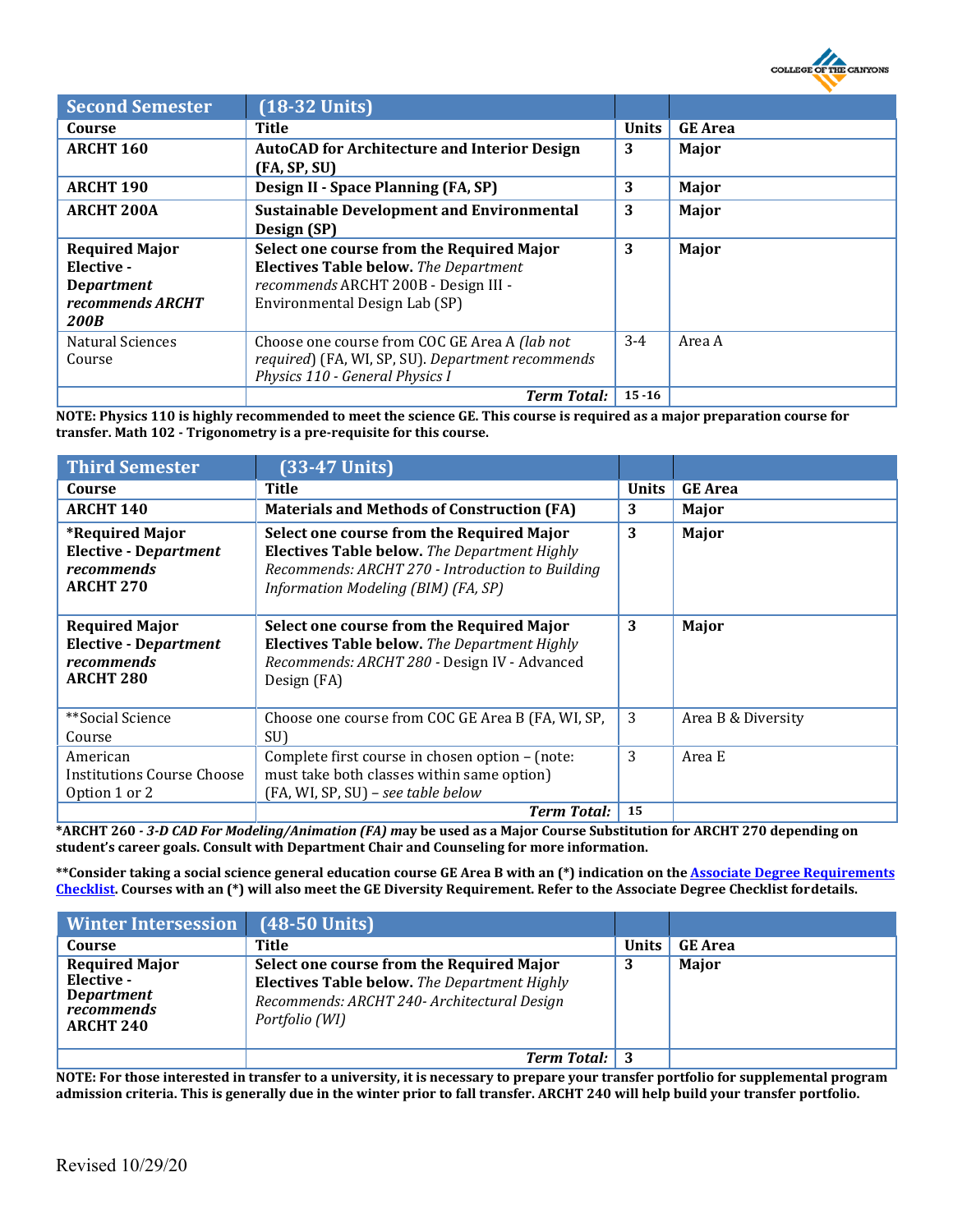| **Second Semester** | **(18-32 Units)** | | |
|---|---|---|---|
| **Course** | **Title** | **Units** | **GE Area** |
| **ARCHT 160** | **AutoCAD for Architecture and Interior Design (FA, SP, SU)** | **3** | **Major** |
| **ARCHT 190** | **Design II - Space Planning (FA, SP)** | **3** | **Major** |
| **ARCHT 200A** | **Sustainable Development and Environmental Design (SP)** | **3** | **Major** |
| **Required Major Elective - *Department recommends ARCHT 200B*** | **Select one course from the Required Major Electives Table below.** *The Department recommends* ARCHT 200B - Design III - Environmental Design Lab (SP) | **3** | **Major** |
| Natural Sciences Course | Choose one course from COC GE Area A *(lab not required*) (FA, WI, SP, SU). *Department recommends Physics 110 - General Physics I* | 3-4 | Area A |
| | ***Term Total:*** | **15 -16** | |

**NOTE: Physics 110 is highly recommended to meet the science GE. This course is required as a major preparation course for transfer. Math 102 - Trigonometry is a pre-requisite for this course.**

| **Third Semester** | **(33-47 Units)** | | |
|---|---|---|---|
| **Course** | **Title** | **Units** | **GE Area** |
| **ARCHT 140** | **Materials and Methods of Construction (FA)** | **3** | **Major** |
| **\*Required Major Elective - Department *recommends* ARCHT 270** | **Select one course from the Required Major Electives Table below.** *The Department Highly Recommends: ARCHT 270 - Introduction to Building Information Modeling (BIM) (FA, SP)* | **3** | **Major** |
| **Required Major Elective - Department *recommends* ARCHT 280** | **Select one course from the Required Major Electives Table below.** *The Department Highly Recommends: ARCHT 280* - Design IV - Advanced Design (FA) | **3** | **Major** |
| **Social Science Course | Choose one course from COC GE Area B (FA, WI, SP, SU) | 3 | Area B & Diversity |
| American Institutions Course Choose Option 1 or 2 | Complete first course in chosen option – (note: must take both classes within same option) (FA, WI, SP, SU) – *see table below* | 3 | Area E |
| | ***Term Total:*** | **15** | |

**\*ARCHT 260 - *3-D CAD For Modeling/Animation (FA)* may be used as a Major Course Substitution for ARCHT 270 depending on student's career goals. Consult with Department Chair and Counseling for more information.**

**\*\*Consider taking a social science general education course GE Area B with an (\*) indication on the Associate Degree Requirements Checklist. Courses with an (\*) will also meet the GE Diversity Requirement. Refer to the Associate Degree Checklist for details.**

| **Winter Intersession** | **(48-50 Units)** | | |
|---|---|---|---|
| **Course** | **Title** | **Units** | **GE Area** |
| **Required Major Elective - Department *recommends* ARCHT 240** | **Select one course from the Required Major Electives Table below.** *The Department Highly Recommends: ARCHT 240- Architectural Design Portfolio (WI)* | **3** | **Major** |
| | ***Term Total:*** | **3** | |

**NOTE: For those interested in transfer to a university, it is necessary to prepare your transfer portfolio for supplemental program admission criteria. This is generally due in the winter prior to fall transfer. ARCHT 240 will help build your transfer portfolio.**

Revised 10/29/20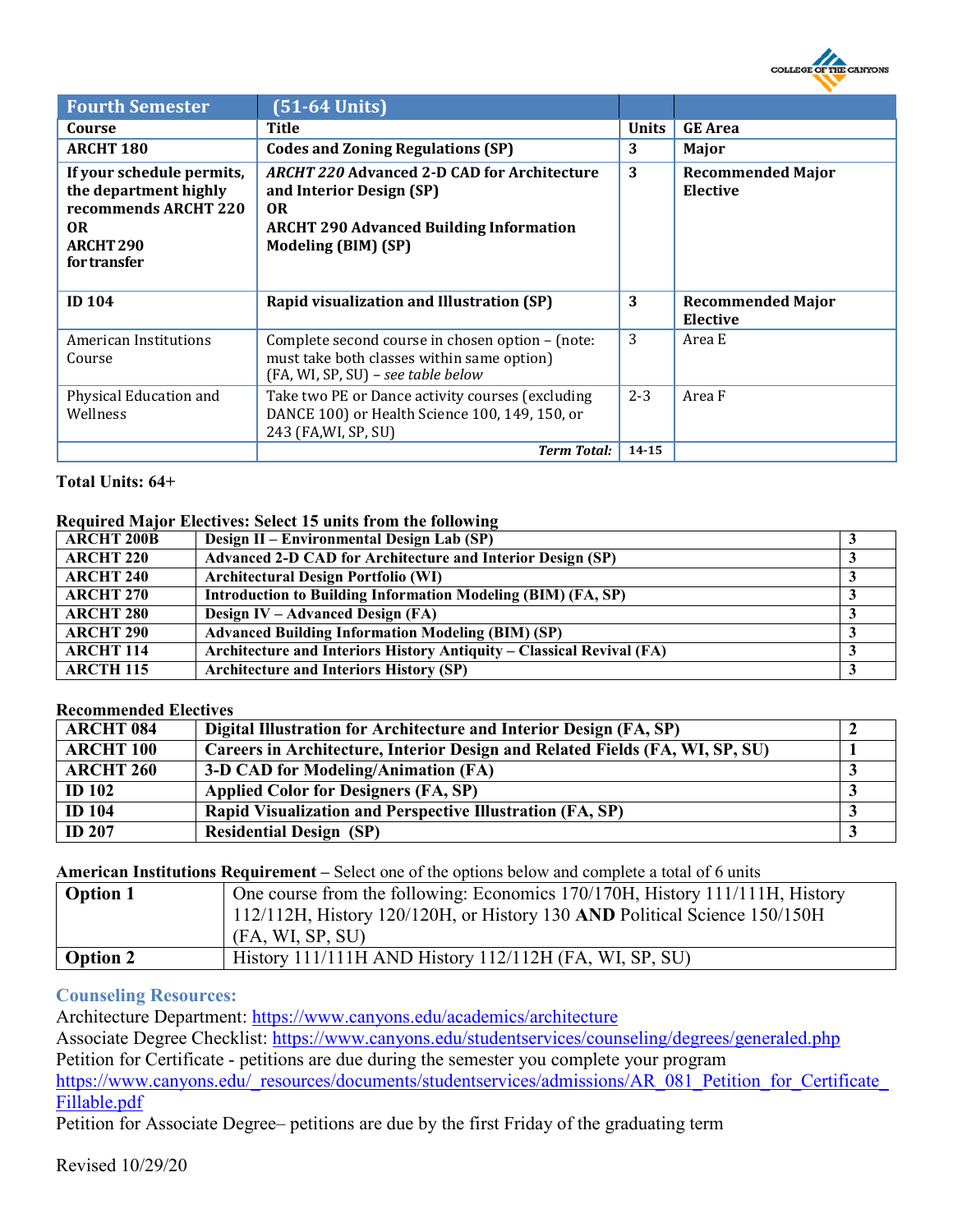| Fourth Semester | (51-64 Units) | | |
|---|---|---|---|
| **Course** | **Title** | **Units** | **GE Area** |
| **ARCHT 180** | **Codes and Zoning Regulations (SP)** | **3** | **Major** |
| **If your schedule permits, the department highly recommends ARCHT 220 OR ARCHT 290 for transfer** | ***ARCHT 220* Advanced 2-D CAD for Architecture and Interior Design (SP) OR ARCHT 290 Advanced Building Information Modeling (BIM) (SP)** | **3** | **Recommended Major Elective** |
| **ID 104** | **Rapid visualization and Illustration (SP)** | **3** | **Recommended Major Elective** |
| American Institutions Course | Complete second course in chosen option – (note: must take both classes within same option) (FA, WI, SP, SU) – *see table below* | 3 | Area E |
| Physical Education and Wellness | Take two PE or Dance activity courses (excluding DANCE 100) or Health Science 100, 149, 150, or 243 (FA,WI, SP, SU) | 2-3 | Area F |
| | ***Term Total:*** | **14-15** | |

**Total Units: 64+**

**Required Major Electives: Select 15 units from the following**

| | | |
|---|---|---|
| **ARCHT 200B** | **Design II – Environmental Design Lab (SP)** | **3** |
| **ARCHT 220** | **Advanced 2-D CAD for Architecture and Interior Design (SP)** | **3** |
| **ARCHT 240** | **Architectural Design Portfolio (WI)** | **3** |
| **ARCHT 270** | **Introduction to Building Information Modeling (BIM) (FA, SP)** | **3** |
| **ARCHT 280** | **Design IV – Advanced Design (FA)** | **3** |
| **ARCHT 290** | **Advanced Building Information Modeling (BIM) (SP)** | **3** |
| **ARCHT 114** | **Architecture and Interiors History Antiquity – Classical Revival (FA)** | **3** |
| **ARCTH 115** | **Architecture and Interiors History (SP)** | **3** |

**Recommended Electives**

| | | |
|---|---|---|
| **ARCHT 084** | **Digital Illustration for Architecture and Interior Design (FA, SP)** | **2** |
| **ARCHT 100** | **Careers in Architecture, Interior Design and Related Fields (FA, WI, SP, SU)** | **1** |
| **ARCHT 260** | **3-D CAD for Modeling/Animation (FA)** | **3** |
| **ID 102** | **Applied Color for Designers (FA, SP)** | **3** |
| **ID 104** | **Rapid Visualization and Perspective Illustration (FA, SP)** | **3** |
| **ID 207** | **Residential Design (SP)** | **3** |

**American Institutions Requirement –** Select one of the options below and complete a total of 6 units

| | |
|---|---|
| **Option 1** | One course from the following: Economics 170/170H, History 111/111H, History 112/112H, History 120/120H, or History 130 **AND** Political Science 150/150H (FA, WI, SP, SU) |
| **Option 2** | History 111/111H AND History 112/112H (FA, WI, SP, SU) |

### Counseling Resources:

Architecture Department: https://www.canyons.edu/academics/architecture
Associate Degree Checklist: https://www.canyons.edu/studentservices/counseling/degrees/generaled.php
Petition for Certificate - petitions are due during the semester you complete your program
https://www.canyons.edu/_resources/documents/studentservices/admissions/AR_081_Petition_for_Certificate_Fillable.pdf
Petition for Associate Degree– petitions are due by the first Friday of the graduating term

Revised 10/29/20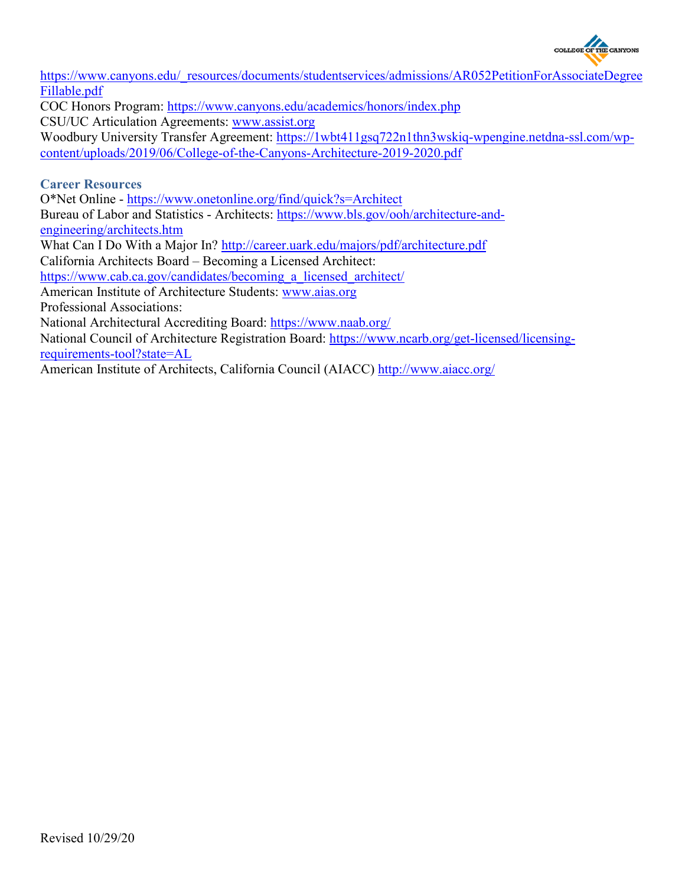https://www.canyons.edu/_resources/documents/studentservices/admissions/AR052PetitionForAssociateDegreeFillable.pdf
COC Honors Program: https://www.canyons.edu/academics/honors/index.php
CSU/UC Articulation Agreements: www.assist.org
Woodbury University Transfer Agreement: https://1wbt411gsq722n1thn3wskiq-wpengine.netdna-ssl.com/wp-content/uploads/2019/06/College-of-the-Canyons-Architecture-2019-2020.pdf

### Career Resources

O*Net Online - https://www.onetonline.org/find/quick?s=Architect
Bureau of Labor and Statistics - Architects: https://www.bls.gov/ooh/architecture-and-engineering/architects.htm
What Can I Do With a Major In? http://career.uark.edu/majors/pdf/architecture.pdf
California Architects Board – Becoming a Licensed Architect:
https://www.cab.ca.gov/candidates/becoming_a_licensed_architect/
American Institute of Architecture Students: www.aias.org
Professional Associations:
National Architectural Accrediting Board: https://www.naab.org/
National Council of Architecture Registration Board: https://www.ncarb.org/get-licensed/licensing-requirements-tool?state=AL
American Institute of Architects, California Council (AIACC) http://www.aiacc.org/

Revised 10/29/20